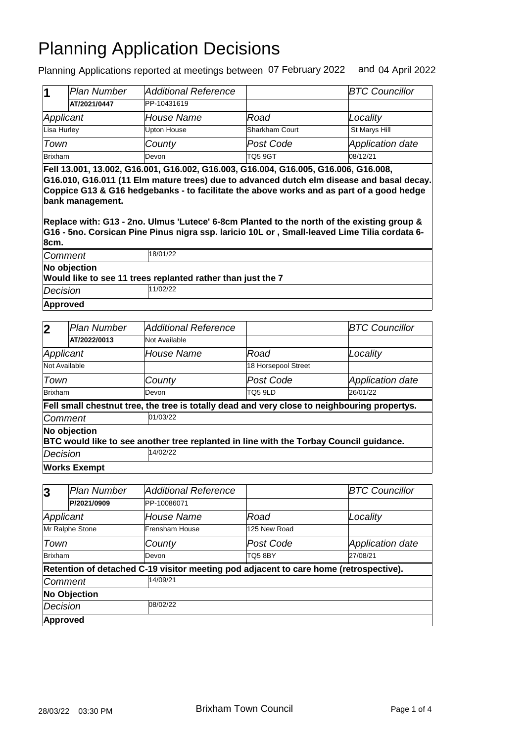# Planning Application Decisions

Planning Applications reported at meetings between 07 February 2022 and 04 April 2022

| 1 | Plan Number | Additional Reference | | BTC Councillor |
|---|---|---|---|---|
| | AT/2021/0447 | PP-10431619 | | |
| Applicant | | House Name | Road | Locality |
| Lisa Hurley | | Upton House | Sharkham Court | St Marys Hill |
| Town | | County | Post Code | Application date |
| Brixham | | Devon | TQ5 9GT | 08/12/21 |

**Fell 13.001, 13.002, G16.001, G16.002, G16.003, G16.004, G16.005, G16.006, G16.008, G16.010, G16.011 (11 Elm mature trees) due to advanced dutch elm disease and basal decay. Coppice G13 & G16 hedgebanks - to facilitate the above works and as part of a good hedge bank management.**

**Replace with: G13 - 2no. Ulmus 'Lutece' 6-8cm Planted to the north of the existing group & G16 - 5no. Corsican Pine Pinus nigra ssp. laricio 10L or , Small-leaved Lime Tilia cordata 6-8cm.**

| Comment | 18/01/22 |
|---|---|

**No objection**
**Would like to see 11 trees replanted rather than just the 7**

| Decision | 11/02/22 |
|---|---|

**Approved**

| 2 | Plan Number | Additional Reference | | BTC Councillor |
|---|---|---|---|---|
| | AT/2022/0013 | Not Available | | |
| Applicant | | House Name | Road | Locality |
| Not Available | | | 18 Horsepool Street | |
| Town | | County | Post Code | Application date |
| Brixham | | Devon | TQ5 9LD | 26/01/22 |

**Fell small chestnut tree, the tree is totally dead and very close to neighbouring propertys.**

| Comment | 01/03/22 |
|---|---|

**No objection**
**BTC would like to see another tree replanted in line with the Torbay Council guidance.**

| Decision | 14/02/22 |
|---|---|

**Works Exempt**

| 3 | Plan Number | Additional Reference | | BTC Councillor |
|---|---|---|---|---|
| | P/2021/0909 | PP-10086071 | | |
| Applicant | | House Name | Road | Locality |
| Mr Ralphe Stone | | Frensham House | 125 New Road | |
| Town | | County | Post Code | Application date |
| Brixham | | Devon | TQ5 8BY | 27/08/21 |

**Retention of detached C-19 visitor meeting pod adjacent to care home (retrospective).**

| Comment | 14/09/21 |
|---|---|

**No Objection**

| Decision | 08/02/22 |
|---|---|

**Approved**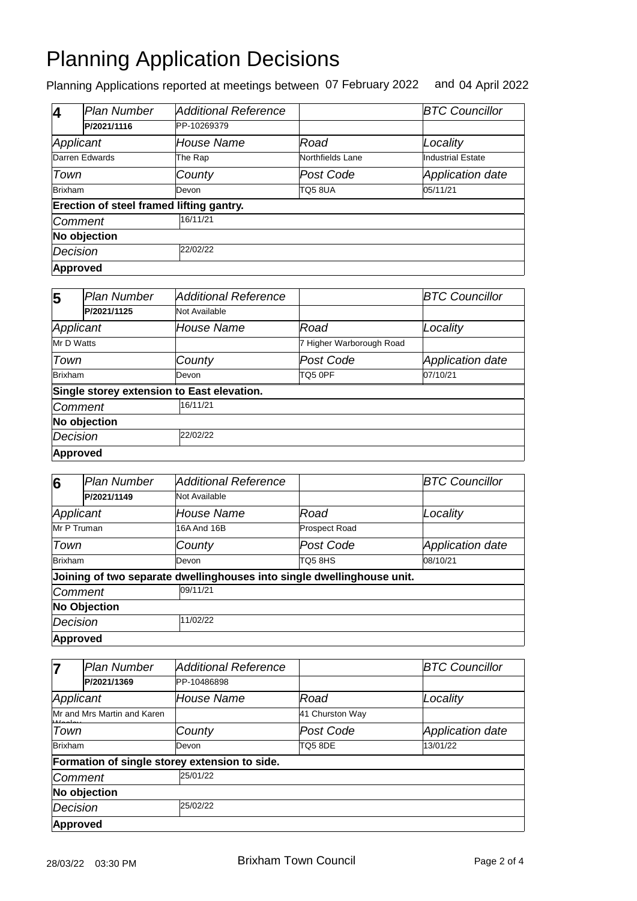# Planning Application Decisions

Planning Applications reported at meetings between 07 February 2022 and 04 April 2022

| 4 | Plan Number | Additional Reference | | BTC Councillor |
|---|---|---|---|---|
| | P/2021/1116 | PP-10269379 | | |
| Applicant | | House Name | Road | Locality |
| Darren Edwards | | The Rap | Northfields Lane | Industrial Estate |
| Town | | County | Post Code | Application date |
| Brixham | | Devon | TQ5 8UA | 05/11/21 |
| **Erection of steel framed lifting gantry.** | | | | |
| Comment | | 16/11/21 | | |
| **No objection** | | | | |
| Decision | | 22/02/22 | | |
| **Approved** | | | | |

| 5 | Plan Number | Additional Reference | | BTC Councillor |
|---|---|---|---|---|
| | P/2021/1125 | Not Available | | |
| Applicant | | House Name | Road | Locality |
| Mr D Watts | | | 7 Higher Warborough Road | |
| Town | | County | Post Code | Application date |
| Brixham | | Devon | TQ5 0PF | 07/10/21 |
| **Single storey extension to East elevation.** | | | | |
| Comment | | 16/11/21 | | |
| **No objection** | | | | |
| Decision | | 22/02/22 | | |
| **Approved** | | | | |

| 6 | Plan Number | Additional Reference | | BTC Councillor |
|---|---|---|---|---|
| | P/2021/1149 | Not Available | | |
| Applicant | | House Name | Road | Locality |
| Mr P Truman | | 16A And 16B | Prospect Road | |
| Town | | County | Post Code | Application date |
| Brixham | | Devon | TQ5 8HS | 08/10/21 |
| **Joining of two separate dwellinghouses into single dwellinghouse unit.** | | | | |
| Comment | | 09/11/21 | | |
| **No Objection** | | | | |
| Decision | | 11/02/22 | | |
| **Approved** | | | | |

| 7 | Plan Number | Additional Reference | | BTC Councillor |
|---|---|---|---|---|
| | P/2021/1369 | PP-10486898 | | |
| Applicant | | House Name | Road | Locality |
| Mr and Mrs Martin and Karen Wesley | | | 41 Churston Way | |
| Town | | County | Post Code | Application date |
| Brixham | | Devon | TQ5 8DE | 13/01/22 |
| **Formation of single storey extension to side.** | | | | |
| Comment | | 25/01/22 | | |
| **No objection** | | | | |
| Decision | | 25/02/22 | | |
| **Approved** | | | | |

28/03/22 03:30 PM Brixham Town Council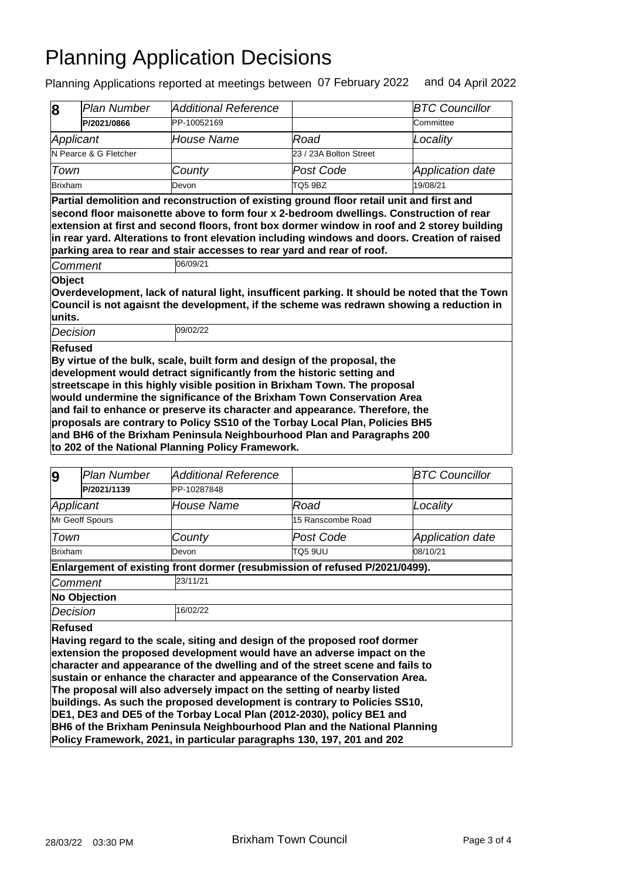# Planning Application Decisions

Planning Applications reported at meetings between 07 February 2022 and 04 April 2022

| **8** | *Plan Number* | *Additional Reference* | | *BTC Councillor* |
|---|---|---|---|---|
| | **P/2021/0866** | PP-10052169 | | Committee |
| *Applicant* | | *House Name* | *Road* | *Locality* |
| N Pearce & G Fletcher | | | 23 / 23A Bolton Street | |
| *Town* | | *County* | *Post Code* | *Application date* |
| Brixham | | Devon | TQ5 9BZ | 19/08/21 |

**Partial demolition and reconstruction of existing ground floor retail unit and first and second floor maisonette above to form four x 2-bedroom dwellings. Construction of rear extension at first and second floors, front box dormer window in roof and 2 storey building in rear yard. Alterations to front elevation including windows and doors. Creation of raised parking area to rear and stair accesses to rear yard and rear of roof.**

*Comment* 06/09/21

**Object**
**Overdevelopment, lack of natural light, insufficent parking. It should be noted that the Town Council is not agaisnt the development, if the scheme was redrawn showing a reduction in units.**

*Decision* 09/02/22

**Refused**
**By virtue of the bulk, scale, built form and design of the proposal, the development would detract significantly from the historic setting and streetscape in this highly visible position in Brixham Town. The proposal would undermine the significance of the Brixham Town Conservation Area and fail to enhance or preserve its character and appearance. Therefore, the proposals are contrary to Policy SS10 of the Torbay Local Plan, Policies BH5 and BH6 of the Brixham Peninsula Neighbourhood Plan and Paragraphs 200 to 202 of the National Planning Policy Framework.**

| **9** | *Plan Number* | *Additional Reference* | | *BTC Councillor* |
|---|---|---|---|---|
| | **P/2021/1139** | PP-10287848 | | |
| *Applicant* | | *House Name* | *Road* | *Locality* |
| Mr Geoff Spours | | | 15 Ranscombe Road | |
| *Town* | | *County* | *Post Code* | *Application date* |
| Brixham | | Devon | TQ5 9UU | 08/10/21 |

**Enlargement of existing front dormer (resubmission of refused P/2021/0499).**

*Comment* 23/11/21

**No Objection**

*Decision* 16/02/22

**Refused**
**Having regard to the scale, siting and design of the proposed roof dormer extension the proposed development would have an adverse impact on the character and appearance of the dwelling and of the street scene and fails to sustain or enhance the character and appearance of the Conservation Area. The proposal will also adversely impact on the setting of nearby listed buildings. As such the proposed development is contrary to Policies SS10, DE1, DE3 and DE5 of the Torbay Local Plan (2012-2030), policy BE1 and BH6 of the Brixham Peninsula Neighbourhood Plan and the National Planning Policy Framework, 2021, in particular paragraphs 130, 197, 201 and 202**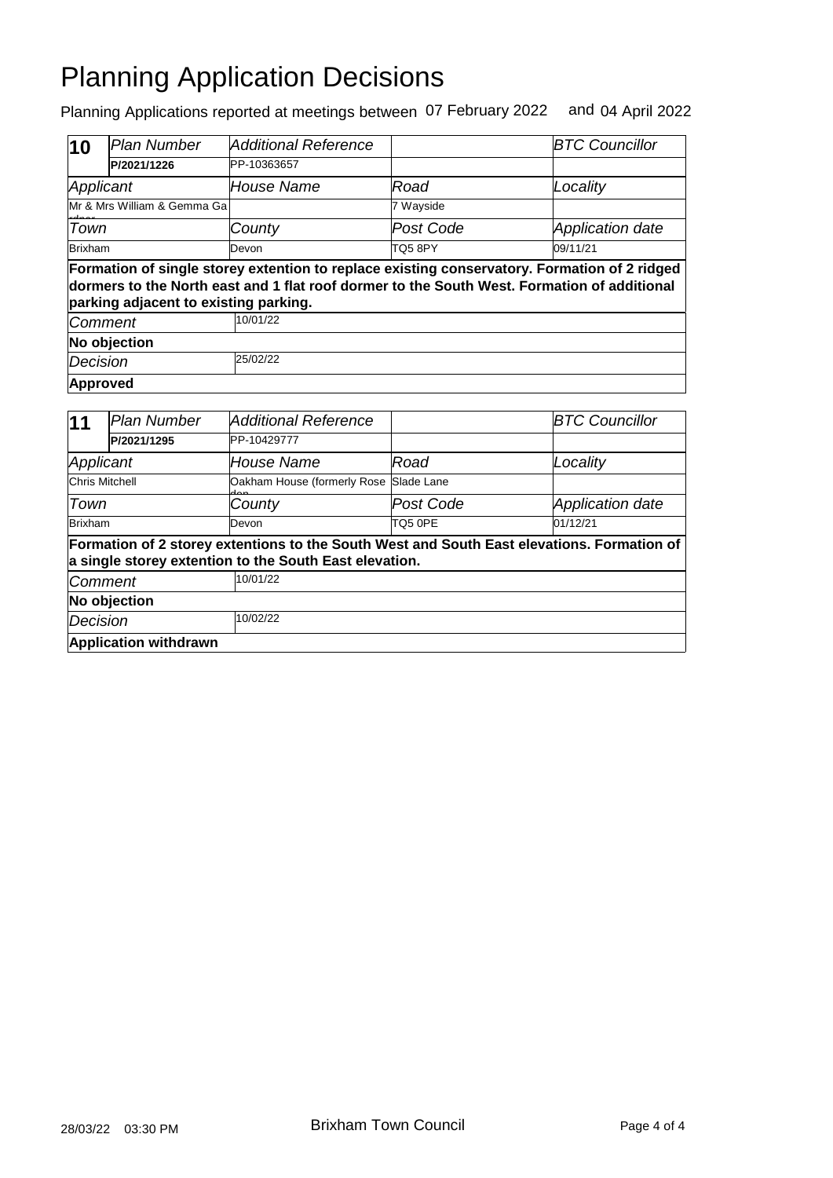# Planning Application Decisions

Planning Applications reported at meetings between 07 February 2022 and 04 April 2022

| 10 | *Plan Number* | *Additional Reference* | | *BTC Councillor* |
|---|---|---|---|---|
| | **P/2021/1226** | PP-10363657 | | |
| *Applicant* | | *House Name* | *Road* | *Locality* |
| Mr & Mrs William & Gemma Ga rdner | | | 7 Wayside | |
| *Town* | | *County* | *Post Code* | *Application date* |
| Brixham | | Devon | TQ5 8PY | 09/11/21 |

**Formation of single storey extention to replace existing conservatory. Formation of 2 ridged dormers to the North east and 1 flat roof dormer to the South West. Formation of additional parking adjacent to existing parking.**

| | |
|---|---|
| *Comment* | 10/01/22 |
| **No objection** | |
| *Decision* | 25/02/22 |
| **Approved** | |

| 11 | *Plan Number* | *Additional Reference* | | *BTC Councillor* |
|---|---|---|---|---|
| | **P/2021/1295** | PP-10429777 | | |
| *Applicant* | | *House Name* | *Road* | *Locality* |
| Chris Mitchell | | Oakham House (formerly Rose den | Slade Lane | |
| *Town* | | *County* | *Post Code* | *Application date* |
| Brixham | | Devon | TQ5 0PE | 01/12/21 |

**Formation of 2 storey extentions to the South West and South East elevations. Formation of a single storey extention to the South East elevation.**

| | |
|---|---|
| *Comment* | 10/01/22 |
| **No objection** | |
| *Decision* | 10/02/22 |
| **Application withdrawn** | |

28/03/22 03:30 PM Brixham Town Council